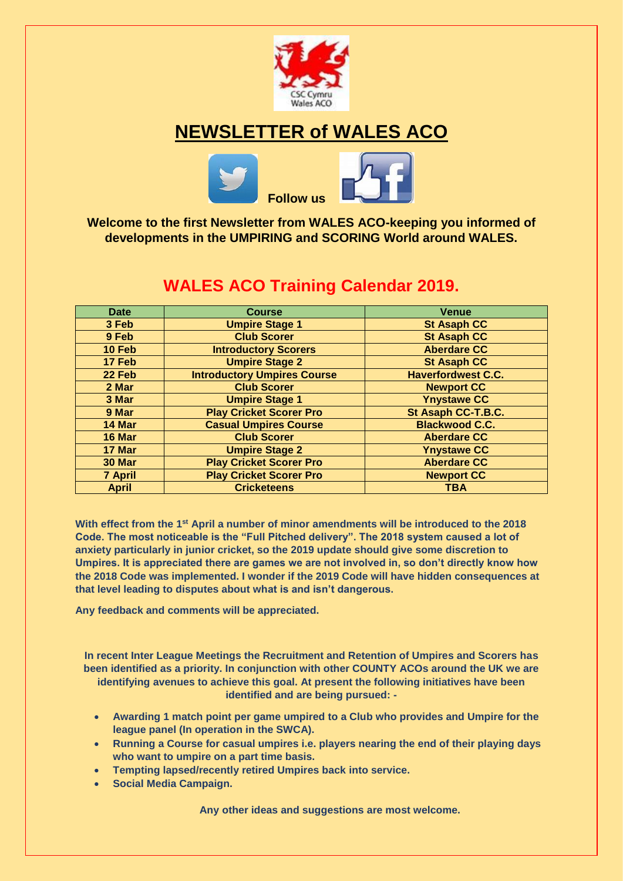# NEWSLETTER of WALES ACO

**Follow us**

**Welcome to the first Newsletter from WALES ACO-keeping you informed of developments in the UMPIRING and SCORING World around WALES.**

## WALES ACO Training Calendar 2019.

| Date | Course | Venue |
|---|---|---|
| 3 Feb | Umpire Stage 1 | St Asaph CC |
| 9 Feb | Club Scorer | St Asaph CC |
| 10 Feb | Introductory Scorers | Aberdare CC |
| 17 Feb | Umpire Stage 2 | St Asaph CC |
| 22 Feb | Introductory Umpires Course | Haverfordwest C.C. |
| 2 Mar | Club Scorer | Newport CC |
| 3 Mar | Umpire Stage 1 | Ynystawe CC |
| 9 Mar | Play Cricket Scorer Pro | St Asaph CC-T.B.C. |
| 14 Mar | Casual Umpires Course | Blackwood C.C. |
| 16 Mar | Club Scorer | Aberdare CC |
| 17 Mar | Umpire Stage 2 | Ynystawe CC |
| 30 Mar | Play Cricket Scorer Pro | Aberdare CC |
| 7 April | Play Cricket Scorer Pro | Newport CC |
| April | Cricketeens | TBA |

**With effect from the 1st April a number of minor amendments will be introduced to the 2018 Code. The most noticeable is the "Full Pitched delivery". The 2018 system caused a lot of anxiety particularly in junior cricket, so the 2019 update should give some discretion to Umpires. It is appreciated there are games we are not involved in, so don't directly know how the 2018 Code was implemented. I wonder if the 2019 Code will have hidden consequences at that level leading to disputes about what is and isn't dangerous.**

**Any feedback and comments will be appreciated.**

**In recent Inter League Meetings the Recruitment and Retention of Umpires and Scorers has been identified as a priority. In conjunction with other COUNTY ACOs around the UK we are identifying avenues to achieve this goal. At present the following initiatives have been identified and are being pursued: -**

- **Awarding 1 match point per game umpired to a Club who provides and Umpire for the league panel (In operation in the SWCA).**
- **Running a Course for casual umpires i.e. players nearing the end of their playing days who want to umpire on a part time basis.**
- **Tempting lapsed/recently retired Umpires back into service.**
- **Social Media Campaign.**

**Any other ideas and suggestions are most welcome.**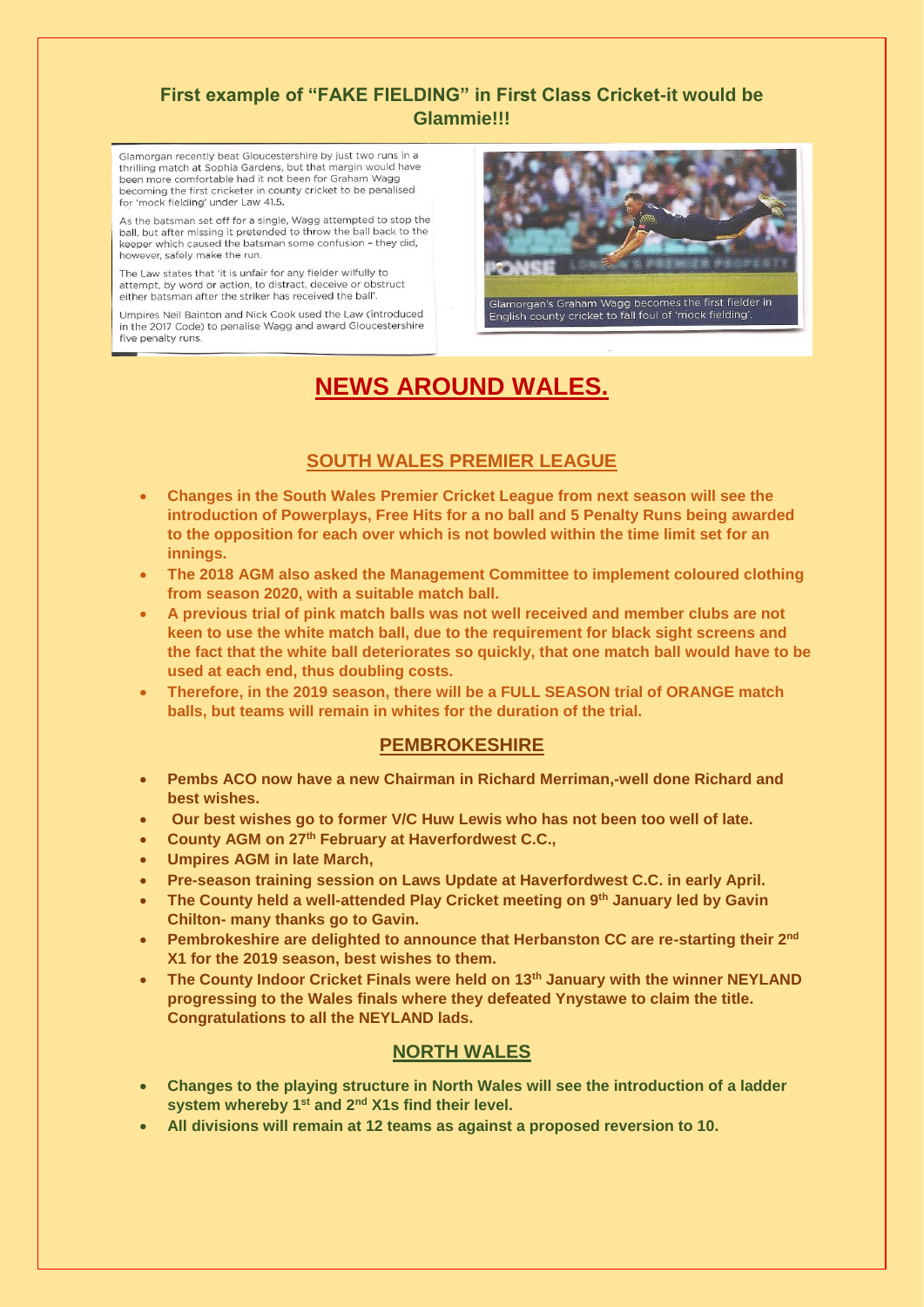## First example of "FAKE FIELDING" in First Class Cricket-it would be Glammie!!!

Glamorgan recently beat Gloucestershire by just two runs in a thrilling match at Sophia Gardens, but that margin would have been more comfortable had it not been for Graham Wagg becoming the first cricketer in county cricket to be penalised for 'mock fielding' under Law 41.5.

As the batsman set off for a single, Wagg attempted to stop the ball, but after missing it pretended to throw the ball back to the keeper which caused the batsman some confusion – they did, however, safely make the run.

The Law states that 'it is unfair for any fielder wilfully to attempt, by word or action, to distract, deceive or obstruct either batsman after the striker has received the ball'.

Umpires Neil Bainton and Nick Cook used the Law (introduced in the 2017 Code) to penalise Wagg and award Gloucestershire five penalty runs.

Glamorgan's Graham Wagg becomes the first fielder in English county cricket to fall foul of 'mock fielding'.

# NEWS AROUND WALES.

## SOUTH WALES PREMIER LEAGUE

- **Changes in the South Wales Premier Cricket League from next season will see the introduction of Powerplays, Free Hits for a no ball and 5 Penalty Runs being awarded to the opposition for each over which is not bowled within the time limit set for an innings.**
- **The 2018 AGM also asked the Management Committee to implement coloured clothing from season 2020, with a suitable match ball.**
- **A previous trial of pink match balls was not well received and member clubs are not keen to use the white match ball, due to the requirement for black sight screens and the fact that the white ball deteriorates so quickly, that one match ball would have to be used at each end, thus doubling costs.**
- **Therefore, in the 2019 season, there will be a FULL SEASON trial of ORANGE match balls, but teams will remain in whites for the duration of the trial.**

## PEMBROKESHIRE

- **Pembs ACO now have a new Chairman in Richard Merriman,-well done Richard and best wishes.**
- **Our best wishes go to former V/C Huw Lewis who has not been too well of late.**
- **County AGM on 27th February at Haverfordwest C.C.,**
- **Umpires AGM in late March,**
- **Pre-season training session on Laws Update at Haverfordwest C.C. in early April.**
- **The County held a well-attended Play Cricket meeting on 9th January led by Gavin Chilton- many thanks go to Gavin.**
- **Pembrokeshire are delighted to announce that Herbanston CC are re-starting their 2nd X1 for the 2019 season, best wishes to them.**
- **The County Indoor Cricket Finals were held on 13th January with the winner NEYLAND progressing to the Wales finals where they defeated Ynystawe to claim the title. Congratulations to all the NEYLAND lads.**

## NORTH WALES

- **Changes to the playing structure in North Wales will see the introduction of a ladder system whereby 1st and 2nd X1s find their level.**
- **All divisions will remain at 12 teams as against a proposed reversion to 10.**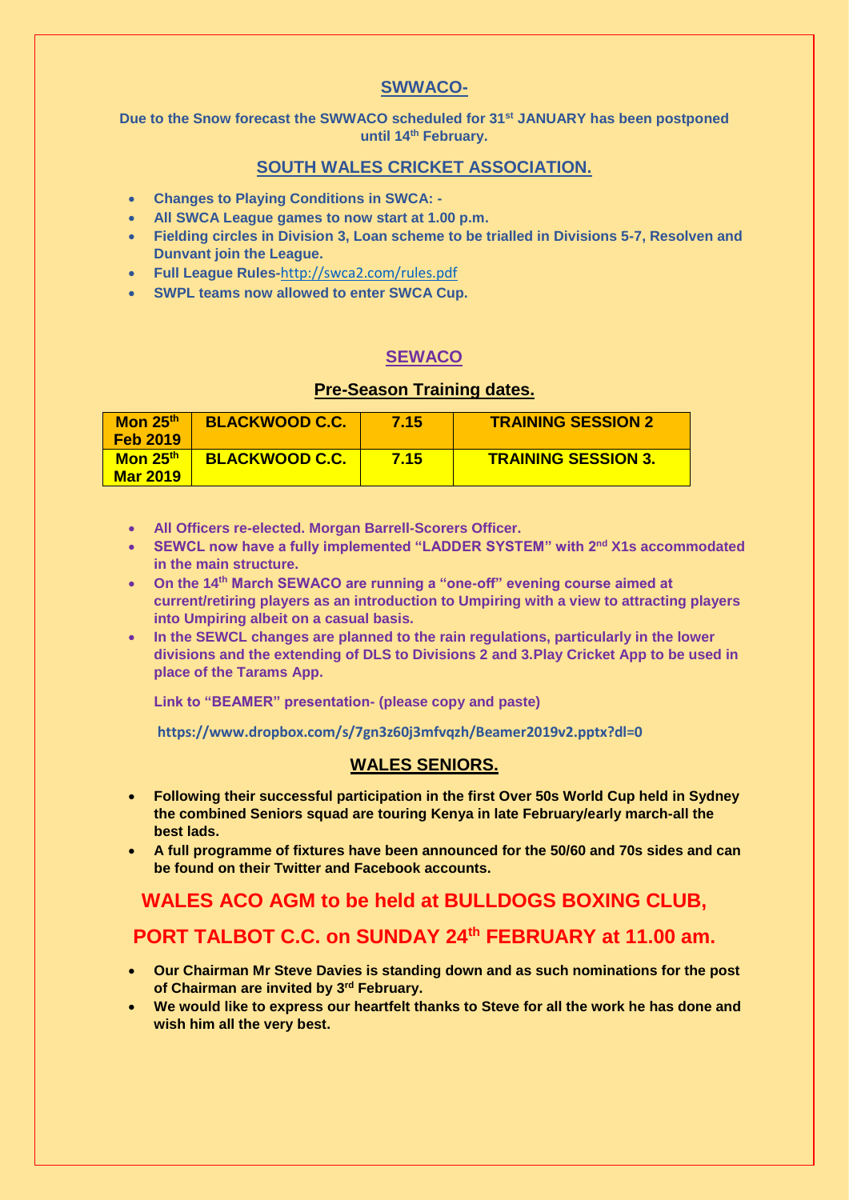## SWWACO-

**Due to the Snow forecast the SWWACO scheduled for 31st JANUARY has been postponed until 14th February.**

## SOUTH WALES CRICKET ASSOCIATION.

- **Changes to Playing Conditions in SWCA: -**
- **All SWCA League games to now start at 1.00 p.m.**
- **Fielding circles in Division 3, Loan scheme to be trialled in Divisions 5-7, Resolven and Dunvant join the League.**
- **Full League Rules-**http://swca2.com/rules.pdf
- **SWPL teams now allowed to enter SWCA Cup.**

## SEWACO

### Pre-Season Training dates.

| | | | |
|---|---|---|---|
| **Mon 25th Feb 2019** | **BLACKWOOD C.C.** | **7.15** | **TRAINING SESSION 2** |
| **Mon 25th Mar 2019** | **BLACKWOOD C.C.** | **7.15** | **TRAINING SESSION 3.** |

- **All Officers re-elected. Morgan Barrell-Scorers Officer.**
- **SEWCL now have a fully implemented "LADDER SYSTEM" with 2nd X1s accommodated in the main structure.**
- **On the 14th March SEWACO are running a "one-off" evening course aimed at current/retiring players as an introduction to Umpiring with a view to attracting players into Umpiring albeit on a casual basis.**
- **In the SEWCL changes are planned to the rain regulations, particularly in the lower divisions and the extending of DLS to Divisions 2 and 3.Play Cricket App to be used in place of the Tarams App.**

**Link to "BEAMER" presentation- (please copy and paste)**

**https://www.dropbox.com/s/7gn3z60j3mfvqzh/Beamer2019v2.pptx?dl=0**

## WALES SENIORS.

- **Following their successful participation in the first Over 50s World Cup held in Sydney the combined Seniors squad are touring Kenya in late February/early march-all the best lads.**
- **A full programme of fixtures have been announced for the 50/60 and 70s sides and can be found on their Twitter and Facebook accounts.**

## WALES ACO AGM to be held at BULLDOGS BOXING CLUB,

## PORT TALBOT C.C. on SUNDAY 24th FEBRUARY at 11.00 am.

- **Our Chairman Mr Steve Davies is standing down and as such nominations for the post of Chairman are invited by 3rd February.**
- **We would like to express our heartfelt thanks to Steve for all the work he has done and wish him all the very best.**